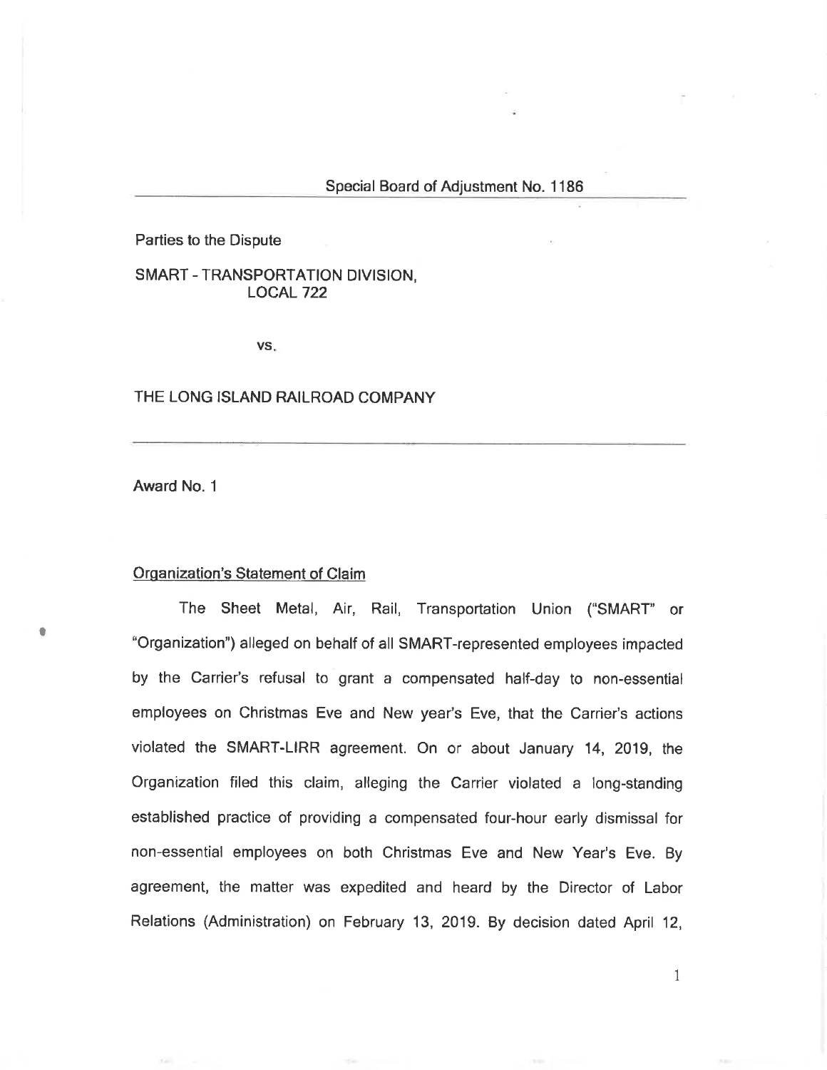## Special Board of Adjustment No. 1186

Parties to the Dispute

SMART - TRANSPORTATION DIVISION,
LOCAL 722

vs.

THE LONG ISLAND RAILROAD COMPANY

Award No. 1

### Organization's Statement of Claim

The Sheet Metal, Air, Rail, Transportation Union ("SMART" or "Organization") alleged on behalf of all SMART-represented employees impacted by the Carrier's refusal to grant a compensated half-day to non-essential employees on Christmas Eve and New year's Eve, that the Carrier's actions violated the SMART-LIRR agreement. On or about January 14, 2019, the Organization filed this claim, alleging the Carrier violated a long-standing established practice of providing a compensated four-hour early dismissal for non-essential employees on both Christmas Eve and New Year's Eve. By agreement, the matter was expedited and heard by the Director of Labor Relations (Administration) on February 13, 2019. By decision dated April 12,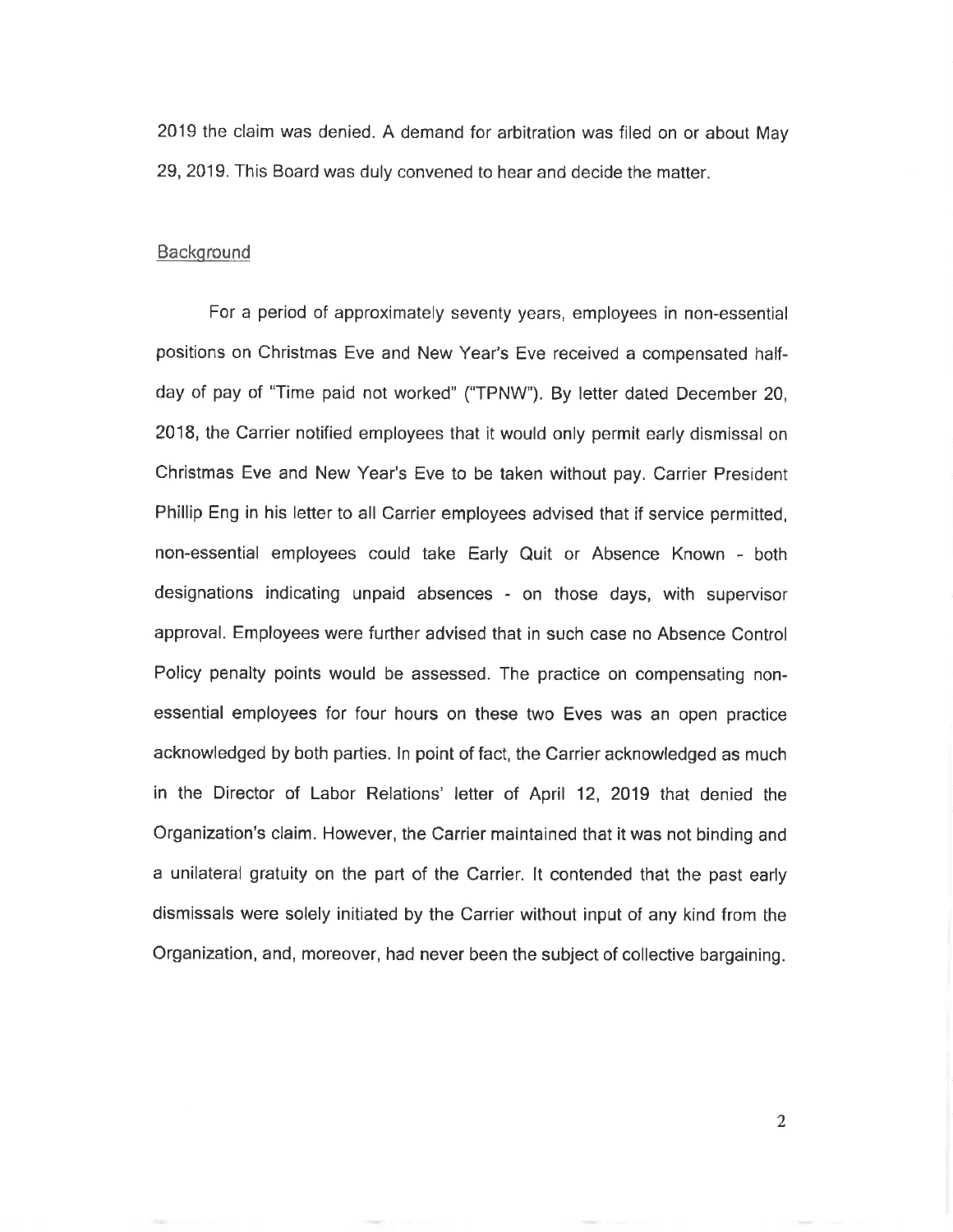2019 the claim was denied. A demand for arbitration was filed on or about May 29, 2019. This Board was duly convened to hear and decide the matter.

## Background

For a period of approximately seventy years, employees in non-essential positions on Christmas Eve and New Year's Eve received a compensated half-day of pay of "Time paid not worked" ("TPNW"). By letter dated December 20, 2018, the Carrier notified employees that it would only permit early dismissal on Christmas Eve and New Year's Eve to be taken without pay. Carrier President Phillip Eng in his letter to all Carrier employees advised that if service permitted, non-essential employees could take Early Quit or Absence Known - both designations indicating unpaid absences - on those days, with supervisor approval. Employees were further advised that in such case no Absence Control Policy penalty points would be assessed. The practice on compensating non-essential employees for four hours on these two Eves was an open practice acknowledged by both parties. In point of fact, the Carrier acknowledged as much in the Director of Labor Relations' letter of April 12, 2019 that denied the Organization's claim. However, the Carrier maintained that it was not binding and a unilateral gratuity on the part of the Carrier. It contended that the past early dismissals were solely initiated by the Carrier without input of any kind from the Organization, and, moreover, had never been the subject of collective bargaining.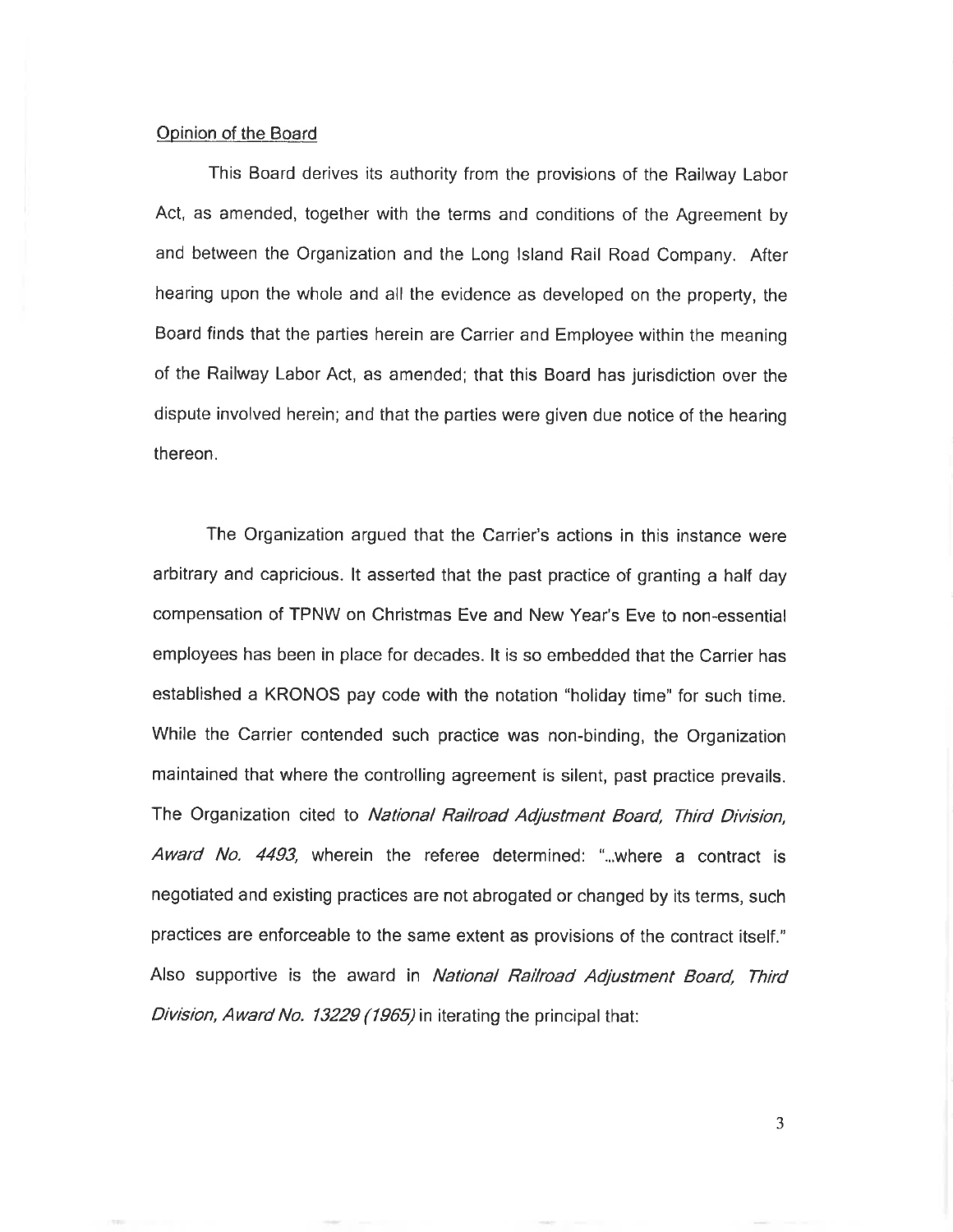Opinion of the Board

This Board derives its authority from the provisions of the Railway Labor Act, as amended, together with the terms and conditions of the Agreement by and between the Organization and the Long Island Rail Road Company. After hearing upon the whole and all the evidence as developed on the property, the Board finds that the parties herein are Carrier and Employee within the meaning of the Railway Labor Act, as amended; that this Board has jurisdiction over the dispute involved herein; and that the parties were given due notice of the hearing thereon.

The Organization argued that the Carrier's actions in this instance were arbitrary and capricious. It asserted that the past practice of granting a half day compensation of TPNW on Christmas Eve and New Year's Eve to non-essential employees has been in place for decades. It is so embedded that the Carrier has established a KRONOS pay code with the notation "holiday time" for such time. While the Carrier contended such practice was non-binding, the Organization maintained that where the controlling agreement is silent, past practice prevails. The Organization cited to *National Railroad Adjustment Board, Third Division, Award No. 4493,* wherein the referee determined: "...where a contract is negotiated and existing practices are not abrogated or changed by its terms, such practices are enforceable to the same extent as provisions of the contract itself." Also supportive is the award in *National Railroad Adjustment Board, Third Division, Award No. 13229 (1965)* in iterating the principal that: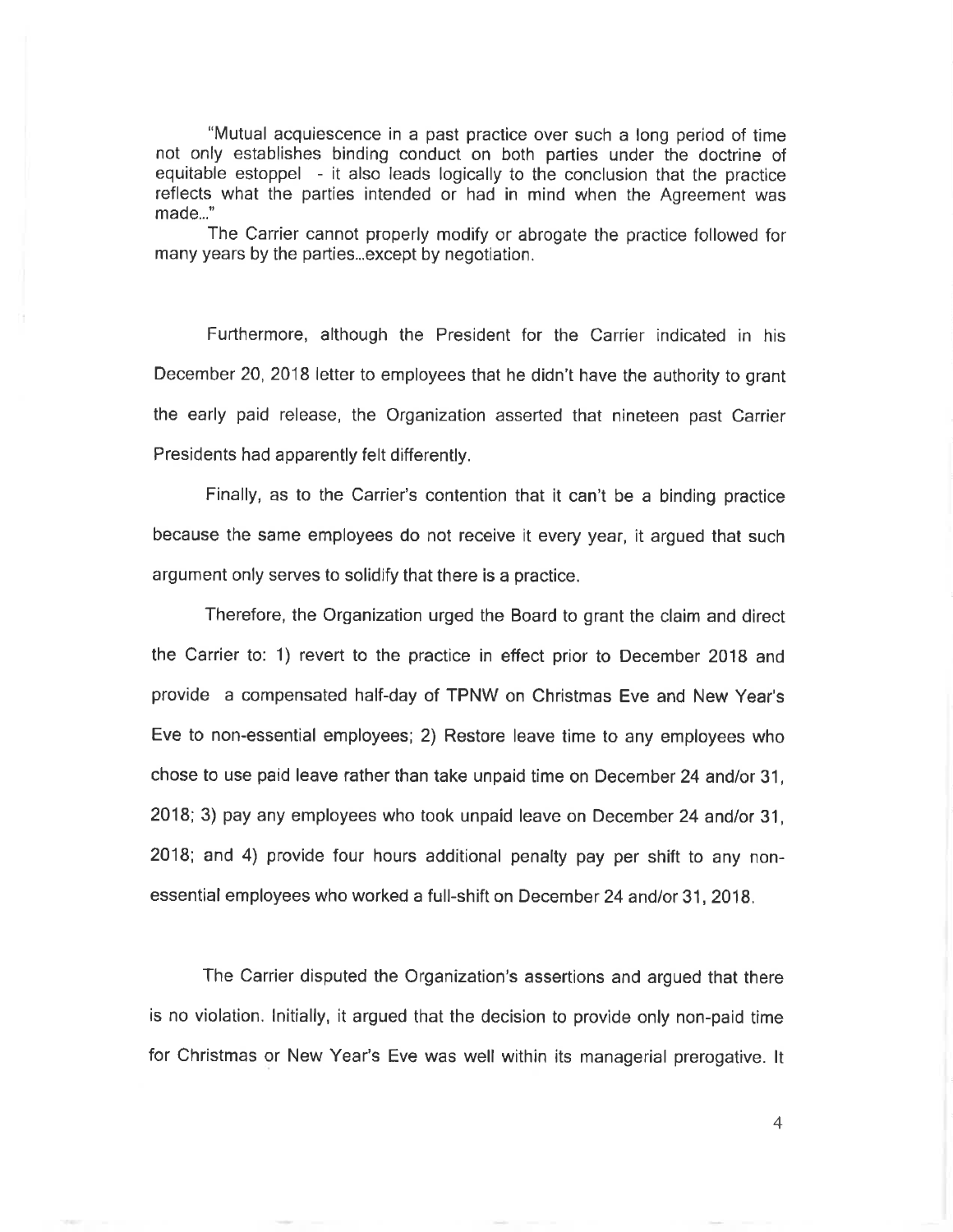"Mutual acquiescence in a past practice over such a long period of time not only establishes binding conduct on both parties under the doctrine of equitable estoppel - it also leads logically to the conclusion that the practice reflects what the parties intended or had in mind when the Agreement was made..."

The Carrier cannot properly modify or abrogate the practice followed for many years by the parties...except by negotiation.

Furthermore, although the President for the Carrier indicated in his December 20, 2018 letter to employees that he didn't have the authority to grant the early paid release, the Organization asserted that nineteen past Carrier Presidents had apparently felt differently.

Finally, as to the Carrier's contention that it can't be a binding practice because the same employees do not receive it every year, it argued that such argument only serves to solidify that there is a practice.

Therefore, the Organization urged the Board to grant the claim and direct the Carrier to: 1) revert to the practice in effect prior to December 2018 and provide a compensated half-day of TPNW on Christmas Eve and New Year's Eve to non-essential employees; 2) Restore leave time to any employees who chose to use paid leave rather than take unpaid time on December 24 and/or 31, 2018; 3) pay any employees who took unpaid leave on December 24 and/or 31, 2018; and 4) provide four hours additional penalty pay per shift to any non-essential employees who worked a full-shift on December 24 and/or 31, 2018.

The Carrier disputed the Organization's assertions and argued that there is no violation. Initially, it argued that the decision to provide only non-paid time for Christmas or New Year's Eve was well within its managerial prerogative. It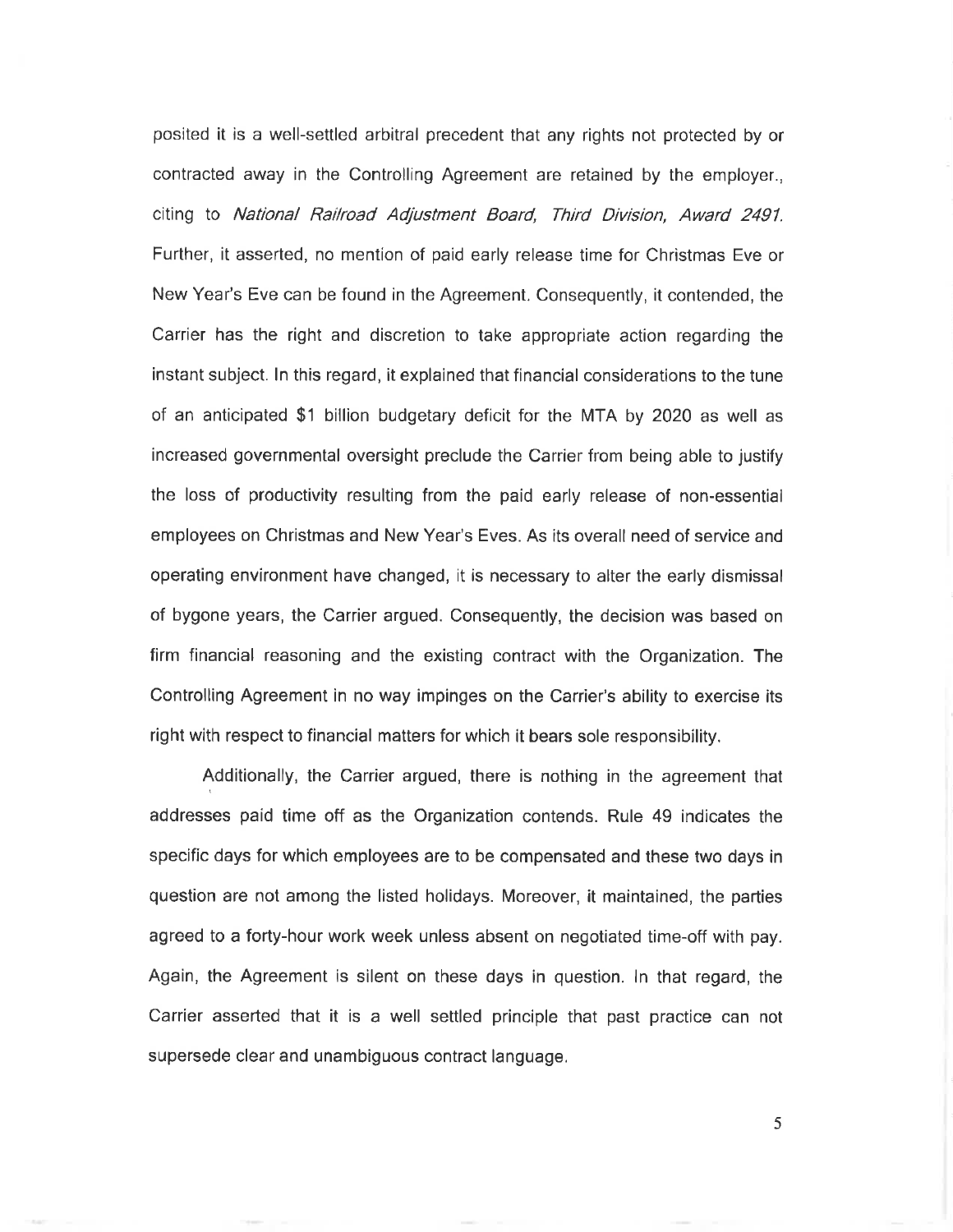posited it is a well-settled arbitral precedent that any rights not protected by or contracted away in the Controlling Agreement are retained by the employer., citing to *National Railroad Adjustment Board, Third Division, Award 2491.* Further, it asserted, no mention of paid early release time for Christmas Eve or New Year's Eve can be found in the Agreement. Consequently, it contended, the Carrier has the right and discretion to take appropriate action regarding the instant subject. In this regard, it explained that financial considerations to the tune of an anticipated $1 billion budgetary deficit for the MTA by 2020 as well as increased governmental oversight preclude the Carrier from being able to justify the loss of productivity resulting from the paid early release of non-essential employees on Christmas and New Year's Eves. As its overall need of service and operating environment have changed, it is necessary to alter the early dismissal of bygone years, the Carrier argued. Consequently, the decision was based on firm financial reasoning and the existing contract with the Organization. The Controlling Agreement in no way impinges on the Carrier's ability to exercise its right with respect to financial matters for which it bears sole responsibility.

Additionally, the Carrier argued, there is nothing in the agreement that addresses paid time off as the Organization contends. Rule 49 indicates the specific days for which employees are to be compensated and these two days in question are not among the listed holidays. Moreover, it maintained, the parties agreed to a forty-hour work week unless absent on negotiated time-off with pay. Again, the Agreement is silent on these days in question. In that regard, the Carrier asserted that it is a well settled principle that past practice can not supersede clear and unambiguous contract language.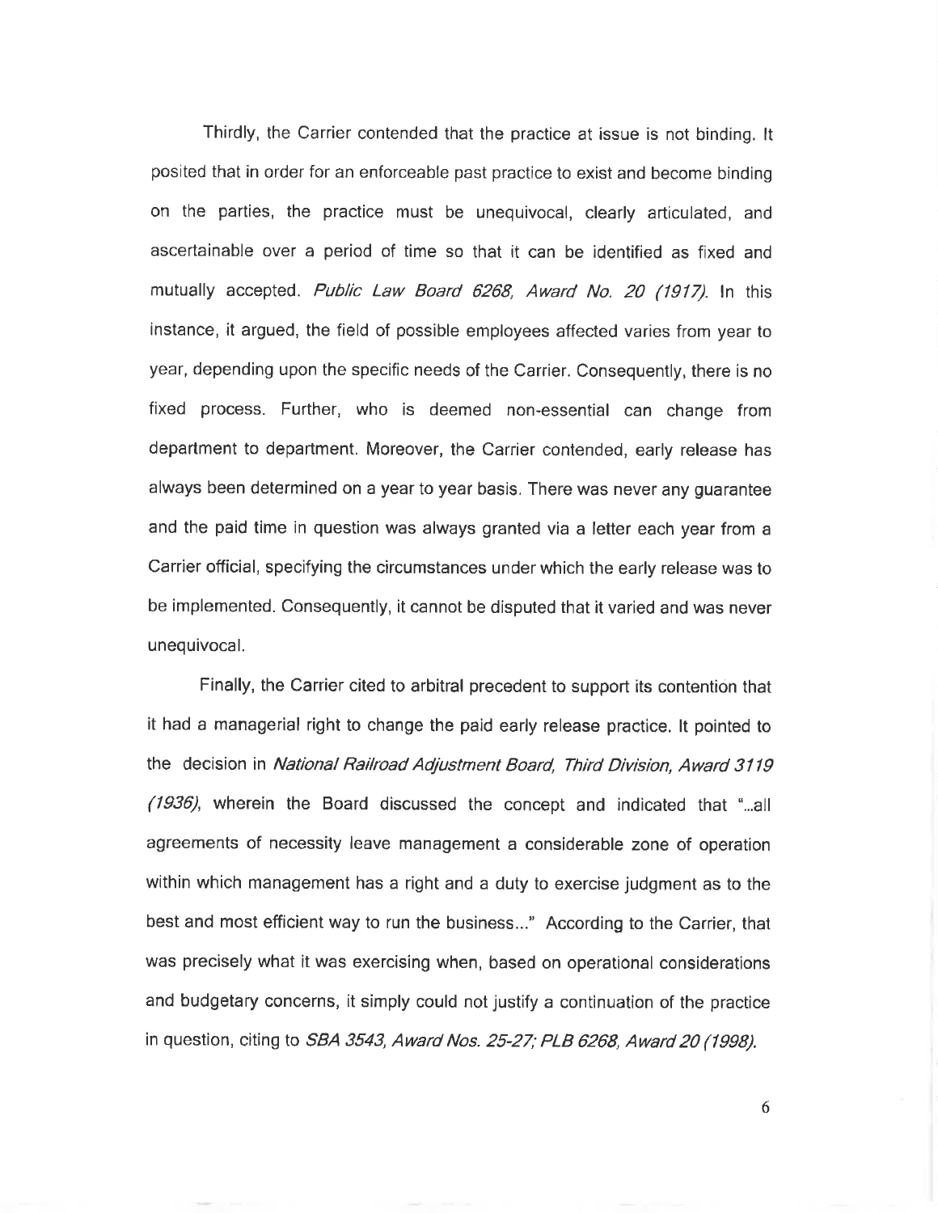Thirdly, the Carrier contended that the practice at issue is not binding. It posited that in order for an enforceable past practice to exist and become binding on the parties, the practice must be unequivocal, clearly articulated, and ascertainable over a period of time so that it can be identified as fixed and mutually accepted. *Public Law Board 6268, Award No. 20 (1917).* In this instance, it argued, the field of possible employees affected varies from year to year, depending upon the specific needs of the Carrier. Consequently, there is no fixed process. Further, who is deemed non-essential can change from department to department. Moreover, the Carrier contended, early release has always been determined on a year to year basis. There was never any guarantee and the paid time in question was always granted via a letter each year from a Carrier official, specifying the circumstances under which the early release was to be implemented. Consequently, it cannot be disputed that it varied and was never unequivocal.

Finally, the Carrier cited to arbitral precedent to support its contention that it had a managerial right to change the paid early release practice. It pointed to the decision in *National Railroad Adjustment Board, Third Division, Award 3119 (1936)*, wherein the Board discussed the concept and indicated that "...all agreements of necessity leave management a considerable zone of operation within which management has a right and a duty to exercise judgment as to the best and most efficient way to run the business..." According to the Carrier, that was precisely what it was exercising when, based on operational considerations and budgetary concerns, it simply could not justify a continuation of the practice in question, citing to *SBA 3543, Award Nos. 25-27; PLB 6268, Award 20 (1998).*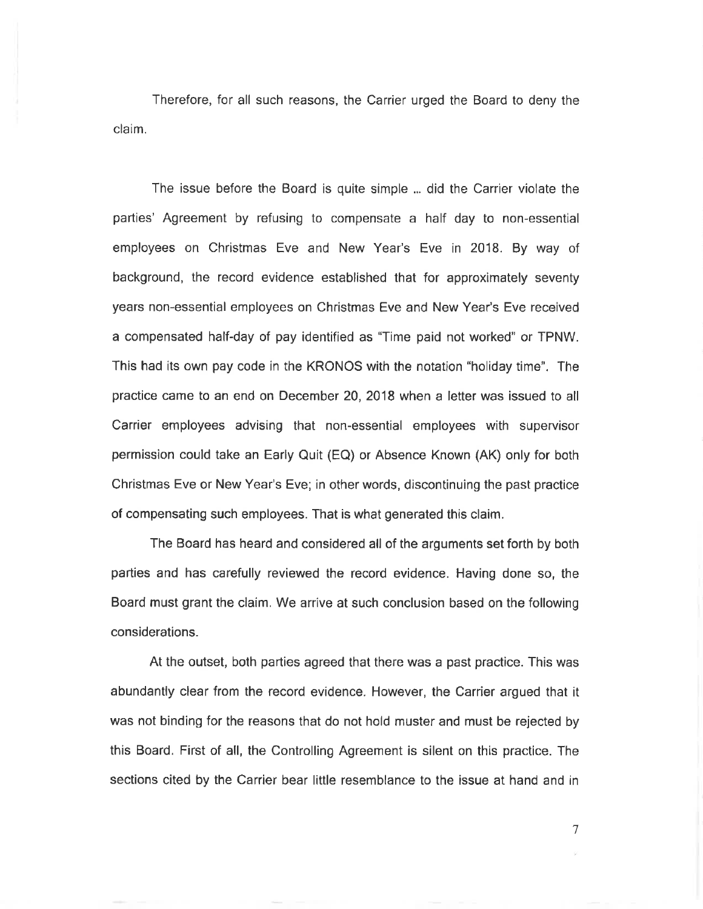Therefore, for all such reasons, the Carrier urged the Board to deny the claim.

The issue before the Board is quite simple ... did the Carrier violate the parties' Agreement by refusing to compensate a half day to non-essential employees on Christmas Eve and New Year's Eve in 2018. By way of background, the record evidence established that for approximately seventy years non-essential employees on Christmas Eve and New Year's Eve received a compensated half-day of pay identified as "Time paid not worked" or TPNW. This had its own pay code in the KRONOS with the notation "holiday time". The practice came to an end on December 20, 2018 when a letter was issued to all Carrier employees advising that non-essential employees with supervisor permission could take an Early Quit (EQ) or Absence Known (AK) only for both Christmas Eve or New Year's Eve; in other words, discontinuing the past practice of compensating such employees. That is what generated this claim.

The Board has heard and considered all of the arguments set forth by both parties and has carefully reviewed the record evidence. Having done so, the Board must grant the claim. We arrive at such conclusion based on the following considerations.

At the outset, both parties agreed that there was a past practice. This was abundantly clear from the record evidence. However, the Carrier argued that it was not binding for the reasons that do not hold muster and must be rejected by this Board. First of all, the Controlling Agreement is silent on this practice. The sections cited by the Carrier bear little resemblance to the issue at hand and in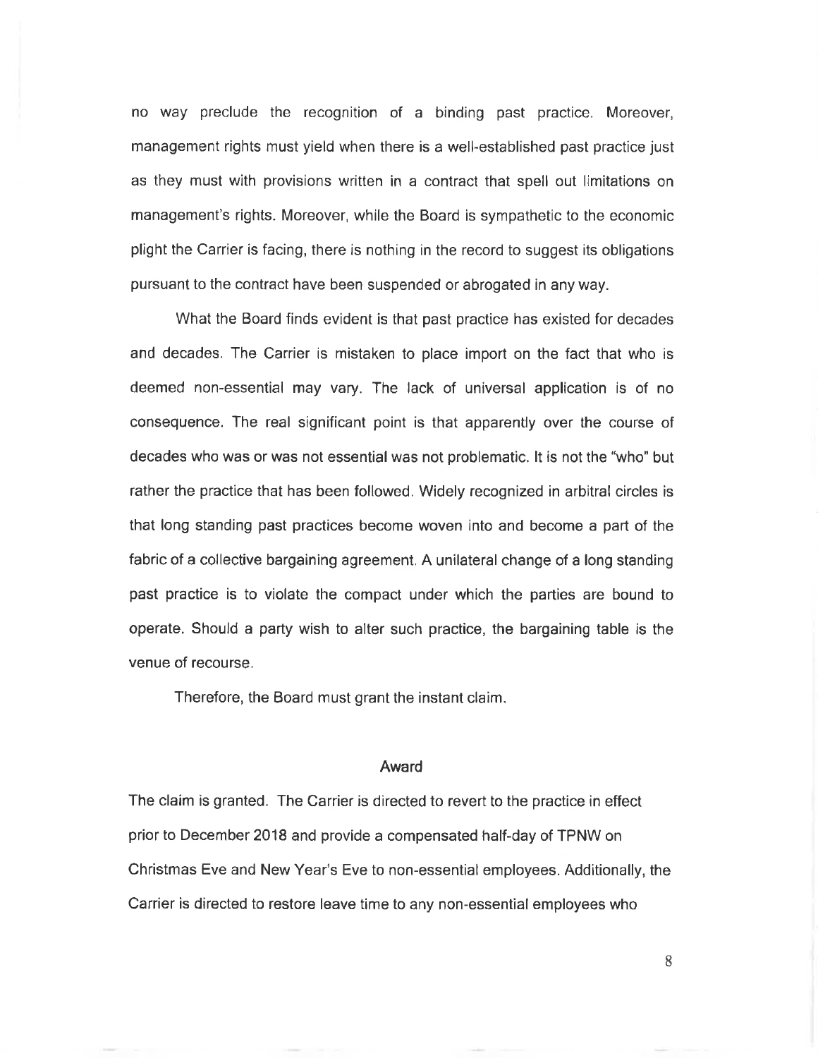no way preclude the recognition of a binding past practice. Moreover, management rights must yield when there is a well-established past practice just as they must with provisions written in a contract that spell out limitations on management's rights. Moreover, while the Board is sympathetic to the economic plight the Carrier is facing, there is nothing in the record to suggest its obligations pursuant to the contract have been suspended or abrogated in any way.

What the Board finds evident is that past practice has existed for decades and decades. The Carrier is mistaken to place import on the fact that who is deemed non-essential may vary. The lack of universal application is of no consequence. The real significant point is that apparently over the course of decades who was or was not essential was not problematic. It is not the "who" but rather the practice that has been followed. Widely recognized in arbitral circles is that long standing past practices become woven into and become a part of the fabric of a collective bargaining agreement. A unilateral change of a long standing past practice is to violate the compact under which the parties are bound to operate. Should a party wish to alter such practice, the bargaining table is the venue of recourse.

Therefore, the Board must grant the instant claim.

## Award

The claim is granted. The Carrier is directed to revert to the practice in effect prior to December 2018 and provide a compensated half-day of TPNW on Christmas Eve and New Year's Eve to non-essential employees. Additionally, the Carrier is directed to restore leave time to any non-essential employees who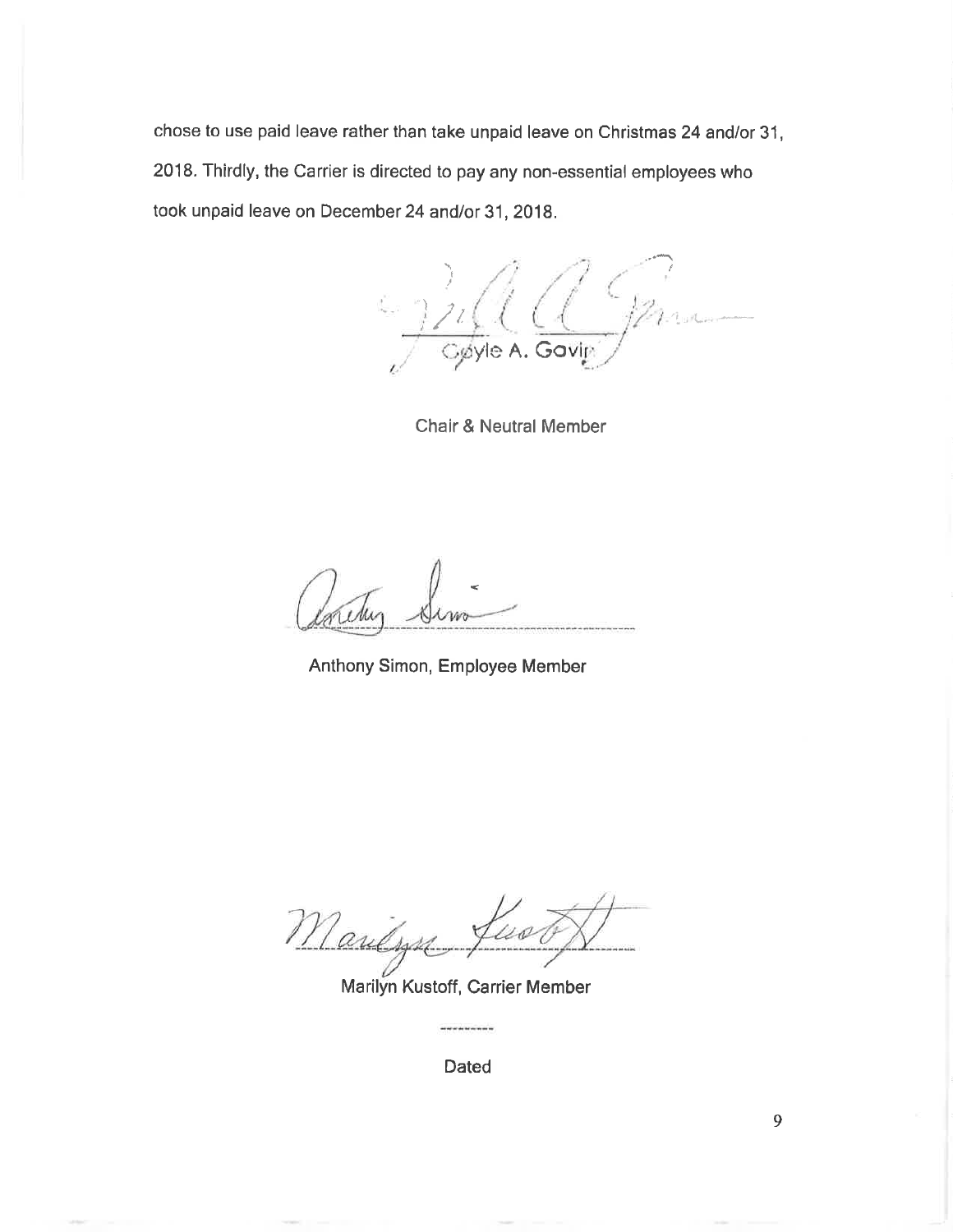chose to use paid leave rather than take unpaid leave on Christmas 24 and/or 31, 2018. Thirdly, the Carrier is directed to pay any non-essential employees who took unpaid leave on December 24 and/or 31, 2018.

Goyle A. Govin

Chair & Neutral Member

Anthony Simon, Employee Member

Marilyn Kustoff, Carrier Member

----------

Dated